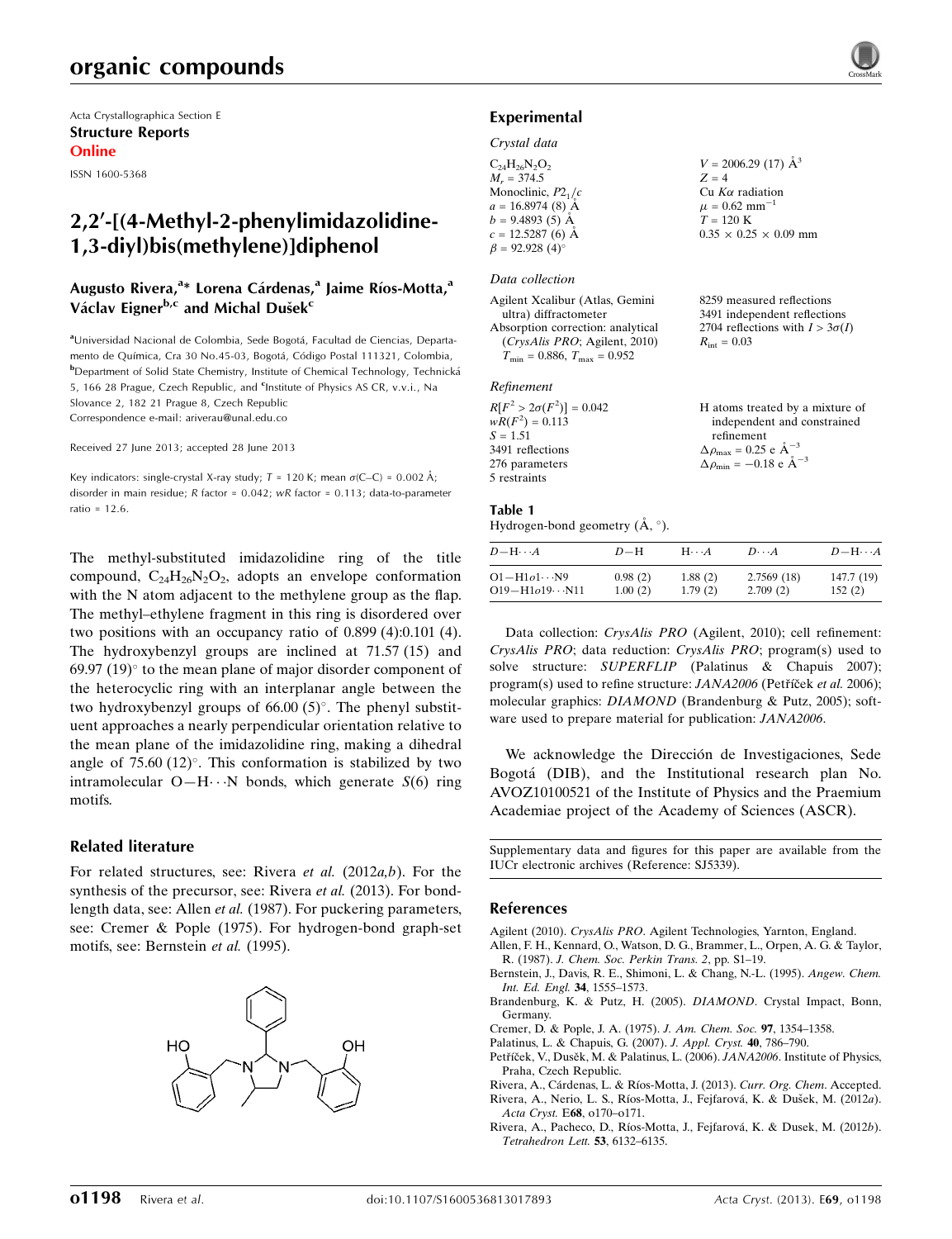Acta Crystallographica Section E
**Structure Reports Online**
ISSN 1600-5368

# 2,2′-[(4-Methyl-2-phenylimidazolidine-1,3-diyl)bis(methylene)]diphenol

**Augusto Rivera,[a]* Lorena Cárdenas,[a] Jaime Ríos-Motta,[a] Václav Eigner[b,c] and Michal Dušek[c]**

[a]Universidad Nacional de Colombia, Sede Bogotá, Facultad de Ciencias, Departamento de Química, Cra 30 No.45-03, Bogotá, Código Postal 111321, Colombia, [b]Department of Solid State Chemistry, Institute of Chemical Technology, Technická 5, 166 28 Prague, Czech Republic, and [c]Institute of Physics AS CR, v.v.i., Na Slovance 2, 182 21 Prague 8, Czech Republic
Correspondence e-mail: ariverau@unal.edu.co

Received 27 June 2013; accepted 28 June 2013

Key indicators: single-crystal X-ray study; $T$ = 120 K; mean $\sigma$(C–C) = 0.002 Å; disorder in main residue; $R$ factor = 0.042; $wR$ factor = 0.113; data-to-parameter ratio = 12.6.

The methyl-substituted imidazolidine ring of the title compound, $C_{24}H_{26}N_2O_2$, adopts an envelope conformation with the N atom adjacent to the methylene group as the flap. The methyl–ethylene fragment in this ring is disordered over two positions with an occupancy ratio of 0.899 (4):0.101 (4). The hydroxybenzyl groups are inclined at 71.57 (15) and 69.97 (19)° to the mean plane of major disorder component of the heterocyclic ring with an interplanar angle between the two hydroxybenzyl groups of 66.00 (5)°. The phenyl substituent approaches a nearly perpendicular orientation relative to the mean plane of the imidazolidine ring, making a dihedral angle of 75.60 (12)°. This conformation is stabilized by two intramolecular O—H⋯N bonds, which generate $S$(6) ring motifs.

## Related literature

For related structures, see: Rivera *et al.* (2012*a*,*b*). For the synthesis of the precursor, see: Rivera *et al.* (2013). For bond-length data, see: Allen *et al.* (1987). For puckering parameters, see: Cremer & Pople (1975). For hydrogen-bond graph-set motifs, see: Bernstein *et al.* (1995).

## Experimental

### Crystal data

$C_{24}H_{26}N_2O_2$
$M_r$ = 374.5
Monoclinic, $P2_1/c$
$a$ = 16.8974 (8) Å
$b$ = 9.4893 (5) Å
$c$ = 12.5287 (6) Å
$\beta$ = 92.928 (4)°
$V$ = 2006.29 (17) Å$^3$
$Z$ = 4
Cu $K\alpha$ radiation
$\mu$ = 0.62 mm$^{-1}$
$T$ = 120 K
0.35 × 0.25 × 0.09 mm

### Data collection

Agilent Xcalibur (Atlas, Gemini ultra) diffractometer
Absorption correction: analytical (*CrysAlis PRO*; Agilent, 2010) $T_{min}$ = 0.886, $T_{max}$ = 0.952
8259 measured reflections
3491 independent reflections
2704 reflections with $I > 3\sigma(I)$
$R_{int}$ = 0.03

### Refinement

$R[F^2 > 2\sigma(F^2)]$ = 0.042
$wR(F^2)$ = 0.113
$S$ = 1.51
3491 reflections
276 parameters
5 restraints
H atoms treated by a mixture of independent and constrained refinement
$\Delta\rho_{max}$ = 0.25 e Å$^{-3}$
$\Delta\rho_{min}$ = −0.18 e Å$^{-3}$

**Table 1**
Hydrogen-bond geometry (Å, °).

| $D$—H⋯$A$ | $D$—H | H⋯$A$ | $D$⋯$A$ | $D$—H⋯$A$ |
|---|---|---|---|---|
| O1—H1*o*1⋯N9 | 0.98 (2) | 1.88 (2) | 2.7569 (18) | 147.7 (19) |
| O19—H1*o*19⋯N11 | 1.00 (2) | 1.79 (2) | 2.709 (2) | 152 (2) |

Data collection: *CrysAlis PRO* (Agilent, 2010); cell refinement: *CrysAlis PRO*; data reduction: *CrysAlis PRO*; program(s) used to solve structure: *SUPERFLIP* (Palatinus & Chapuis 2007); program(s) used to refine structure: *JANA2006* (Petříček *et al.* 2006); molecular graphics: *DIAMOND* (Brandenburg & Putz, 2005); software used to prepare material for publication: *JANA2006*.

We acknowledge the Dirección de Investigaciones, Sede Bogotá (DIB), and the Institutional research plan No. AVOZ10100521 of the Institute of Physics and the Praemium Academiae project of the Academy of Sciences (ASCR).

Supplementary data and figures for this paper are available from the IUCr electronic archives (Reference: SJ5339).

## References

Agilent (2010). *CrysAlis PRO*. Agilent Technologies, Yarnton, England.
Allen, F. H., Kennard, O., Watson, D. G., Brammer, L., Orpen, A. G. & Taylor, R. (1987). *J. Chem. Soc. Perkin Trans. 2*, pp. S1–19.
Bernstein, J., Davis, R. E., Shimoni, L. & Chang, N.-L. (1995). *Angew. Chem. Int. Ed. Engl.* **34**, 1555–1573.
Brandenburg, K. & Putz, H. (2005). *DIAMOND*. Crystal Impact, Bonn, Germany.
Cremer, D. & Pople, J. A. (1975). *J. Am. Chem. Soc.* **97**, 1354–1358.
Palatinus, L. & Chapuis, G. (2007). *J. Appl. Cryst.* **40**, 786–790.
Petříček, V., Dušek, M. & Palatinus, L. (2006). *JANA2006*. Institute of Physics, Praha, Czech Republic.
Rivera, A., Cárdenas, L. & Ríos-Motta, J. (2013). *Curr. Org. Chem.* Accepted.
Rivera, A., Nerio, L. S., Ríos-Motta, J., Fejfarová, K. & Dušek, M. (2012*a*). *Acta Cryst.* E**68**, o170–o171.
Rivera, A., Pacheco, D., Ríos-Motta, J., Fejfarová, K. & Dusek, M. (2012*b*). *Tetrahedron Lett.* **53**, 6132–6135.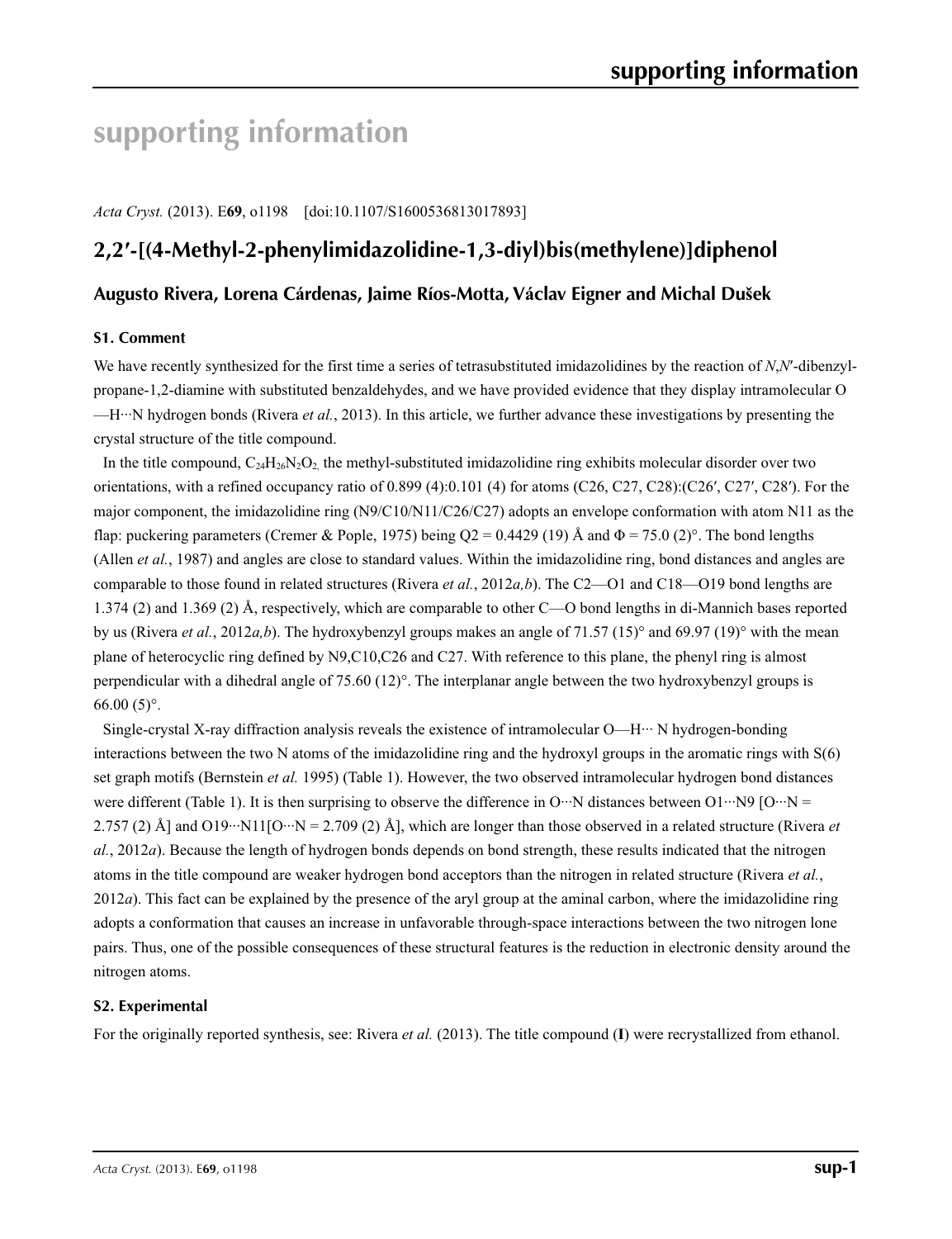# supporting information

*Acta Cryst.* (2013). E**69**, o1198 [doi:10.1107/S1600536813017893]

## 2,2′-[(4-Methyl-2-phenylimidazolidine-1,3-diyl)bis(methylene)]diphenol

### Augusto Rivera, Lorena Cárdenas, Jaime Ríos-Motta, Václav Eigner and Michal Dušek

#### S1. Comment

We have recently synthesized for the first time a series of tetrasubstituted imidazolidines by the reaction of *N*,*N*′-dibenzyl-propane-1,2-diamine with substituted benzaldehydes, and we have provided evidence that they display intramolecular O—H···N hydrogen bonds (Rivera *et al.*, 2013). In this article, we further advance these investigations by presenting the crystal structure of the title compound.

In the title compound, $C_{24}H_{26}N_2O_2$, the methyl-substituted imidazolidine ring exhibits molecular disorder over two orientations, with a refined occupancy ratio of 0.899 (4):0.101 (4) for atoms (C26, C27, C28):(C26′, C27′, C28′). For the major component, the imidazolidine ring (N9/C10/N11/C26/C27) adopts an envelope conformation with atom N11 as the flap: puckering parameters (Cremer & Pople, 1975) being Q2 = 0.4429 (19) Å and Φ = 75.0 (2)°. The bond lengths (Allen *et al.*, 1987) and angles are close to standard values. Within the imidazolidine ring, bond distances and angles are comparable to those found in related structures (Rivera *et al.*, 2012*a,b*). The C2—O1 and C18—O19 bond lengths are 1.374 (2) and 1.369 (2) Å, respectively, which are comparable to other C—O bond lengths in di-Mannich bases reported by us (Rivera *et al.*, 2012*a,b*). The hydroxybenzyl groups makes an angle of 71.57 (15)° and 69.97 (19)° with the mean plane of heterocyclic ring defined by N9,C10,C26 and C27. With reference to this plane, the phenyl ring is almost perpendicular with a dihedral angle of 75.60 (12)°. The interplanar angle between the two hydroxybenzyl groups is 66.00 (5)°.

Single-crystal X-ray diffraction analysis reveals the existence of intramolecular O—H··· N hydrogen-bonding interactions between the two N atoms of the imidazolidine ring and the hydroxyl groups in the aromatic rings with S(6) set graph motifs (Bernstein *et al.* 1995) (Table 1). However, the two observed intramolecular hydrogen bond distances were different (Table 1). It is then surprising to observe the difference in O···N distances between O1···N9 [O···N = 2.757 (2) Å] and O19···N11[O···N = 2.709 (2) Å], which are longer than those observed in a related structure (Rivera *et al.*, 2012*a*). Because the length of hydrogen bonds depends on bond strength, these results indicated that the nitrogen atoms in the title compound are weaker hydrogen bond acceptors than the nitrogen in related structure (Rivera *et al.*, 2012*a*). This fact can be explained by the presence of the aryl group at the aminal carbon, where the imidazolidine ring adopts a conformation that causes an increase in unfavorable through-space interactions between the two nitrogen lone pairs. Thus, one of the possible consequences of these structural features is the reduction in electronic density around the nitrogen atoms.

#### S2. Experimental

For the originally reported synthesis, see: Rivera *et al.* (2013). The title compound (**I**) were recrystallized from ethanol.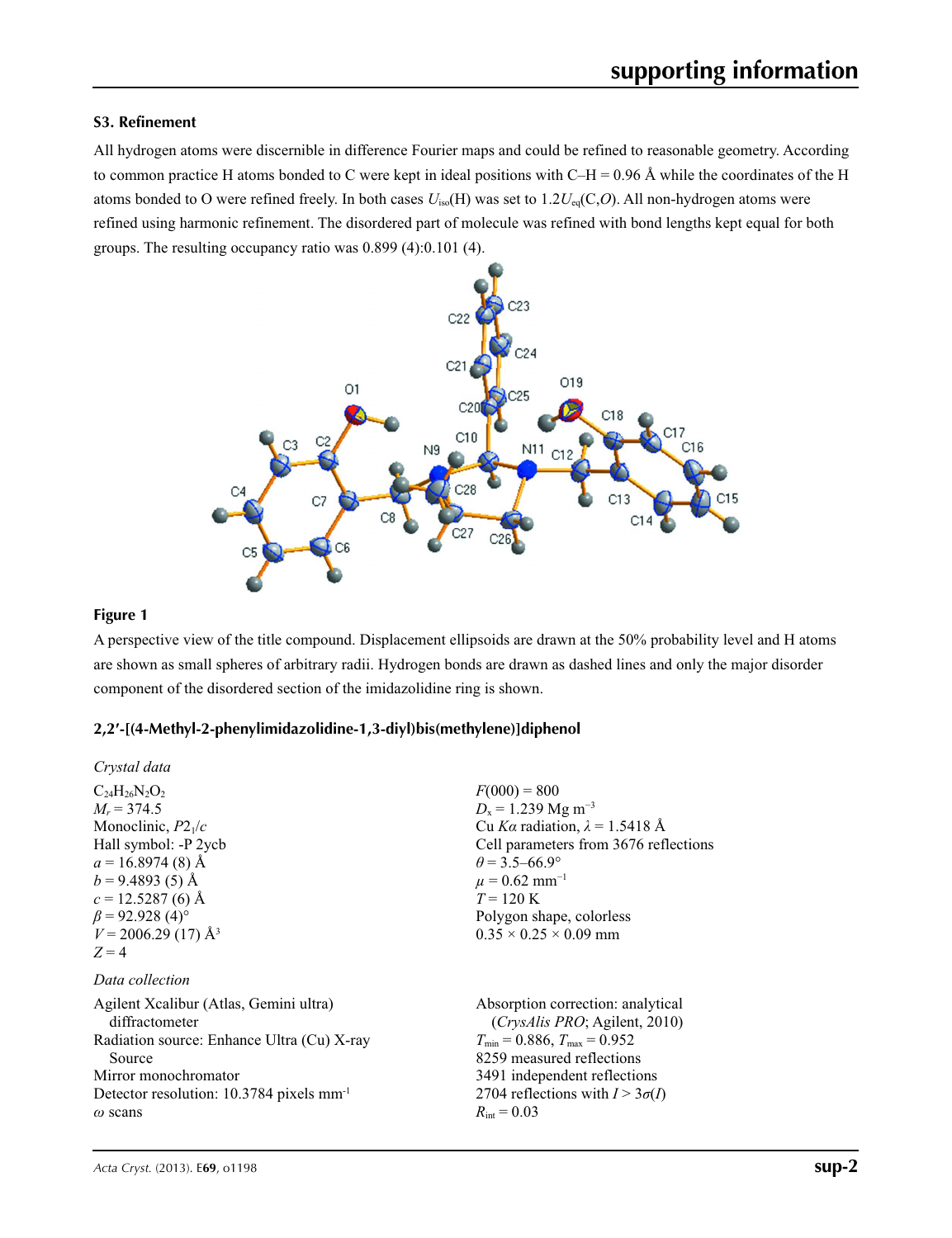### S3. Refinement

All hydrogen atoms were discernible in difference Fourier maps and could be refined to reasonable geometry. According to common practice H atoms bonded to C were kept in ideal positions with C–H = 0.96 Å while the coordinates of the H atoms bonded to O were refined freely. In both cases $U_{iso}$(H) was set to $1.2U_{eq}$(C,*O*). All non-hydrogen atoms were refined using harmonic refinement. The disordered part of molecule was refined with bond lengths kept equal for both groups. The resulting occupancy ratio was 0.899 (4):0.101 (4).

**Figure 1**

A perspective view of the title compound. Displacement ellipsoids are drawn at the 50% probability level and H atoms are shown as small spheres of arbitrary radii. Hydrogen bonds are drawn as dashed lines and only the major disorder component of the disordered section of the imidazolidine ring is shown.

### 2,2′-[(4-Methyl-2-phenylimidazolidine-1,3-diyl)bis(methylene)]diphenol

*Crystal data*

$C_{24}H_{26}N_2O_2$
$M_r$ = 374.5
Monoclinic, $P2_1/c$
Hall symbol: -P 2ycb
$a$ = 16.8974 (8) Å
$b$ = 9.4893 (5) Å
$c$ = 12.5287 (6) Å
$\beta$ = 92.928 (4)°
$V$ = 2006.29 (17) Å$^3$
$Z$ = 4
$F$(000) = 800
$D_x$ = 1.239 Mg m$^{-3}$
Cu *Kα* radiation, $\lambda$ = 1.5418 Å
Cell parameters from 3676 reflections
$\theta$ = 3.5–66.9°
$\mu$ = 0.62 mm$^{-1}$
$T$ = 120 K
Polygon shape, colorless
0.35 × 0.25 × 0.09 mm

*Data collection*

Agilent Xcalibur (Atlas, Gemini ultra) diffractometer
Radiation source: Enhance Ultra (Cu) X-ray Source
Mirror monochromator
Detector resolution: 10.3784 pixels mm$^{-1}$
$\omega$ scans
Absorption correction: analytical (*CrysAlis PRO*; Agilent, 2010)
$T_{min}$ = 0.886, $T_{max}$ = 0.952
8259 measured reflections
3491 independent reflections
2704 reflections with $I > 3\sigma(I)$
$R_{int}$ = 0.03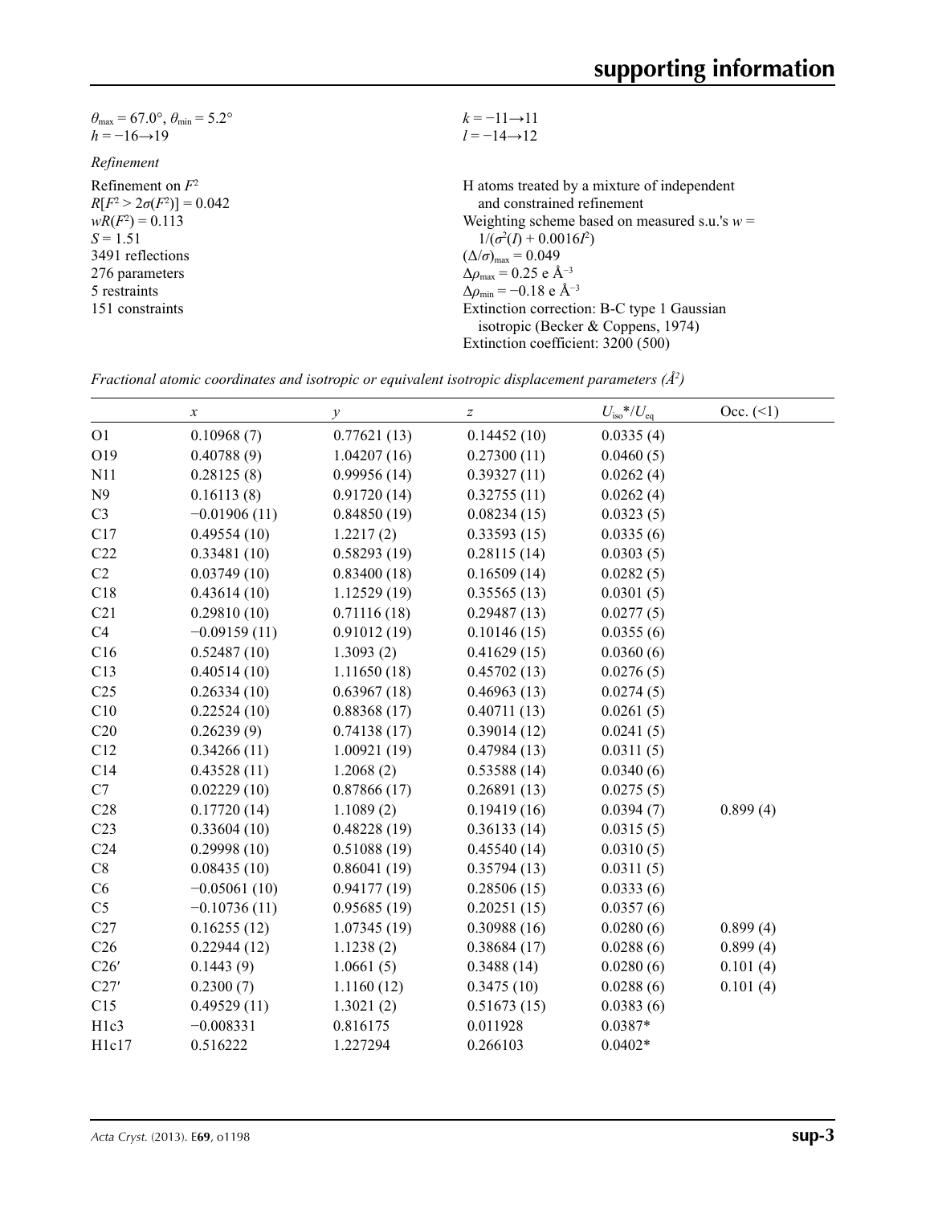$\theta_{max} = 67.0°$, $\theta_{min} = 5.2°$
$h = -16 \rightarrow 19$
$k = -11 \rightarrow 11$
$l = -14 \rightarrow 12$

*Refinement*

Refinement on $F^2$
$R[F^2 > 2\sigma(F^2)] = 0.042$
$wR(F^2) = 0.113$
$S = 1.51$
3491 reflections
276 parameters
5 restraints
151 constraints

H atoms treated by a mixture of independent and constrained refinement
Weighting scheme based on measured s.u.'s $w = 1/(\sigma^2(I) + 0.0016I^2)$
$(\Delta/\sigma)_{max} = 0.049$
$\Delta\rho_{max} = 0.25$ e Å$^{-3}$
$\Delta\rho_{min} = -0.18$ e Å$^{-3}$
Extinction correction: B-C type 1 Gaussian isotropic (Becker & Coppens, 1974)
Extinction coefficient: 3200 (500)

*Fractional atomic coordinates and isotropic or equivalent isotropic displacement parameters (Å$^2$)*

| | $x$ | $y$ | $z$ | $U_{iso}$*/$U_{eq}$ | Occ. (<1) |
|---|---|---|---|---|---|
| O1 | 0.10968 (7) | 0.77621 (13) | 0.14452 (10) | 0.0335 (4) | |
| O19 | 0.40788 (9) | 1.04207 (16) | 0.27300 (11) | 0.0460 (5) | |
| N11 | 0.28125 (8) | 0.99956 (14) | 0.39327 (11) | 0.0262 (4) | |
| N9 | 0.16113 (8) | 0.91720 (14) | 0.32755 (11) | 0.0262 (4) | |
| C3 | −0.01906 (11) | 0.84850 (19) | 0.08234 (15) | 0.0323 (5) | |
| C17 | 0.49554 (10) | 1.2217 (2) | 0.33593 (15) | 0.0335 (6) | |
| C22 | 0.33481 (10) | 0.58293 (19) | 0.28115 (14) | 0.0303 (5) | |
| C2 | 0.03749 (10) | 0.83400 (18) | 0.16509 (14) | 0.0282 (5) | |
| C18 | 0.43614 (10) | 1.12529 (19) | 0.35565 (13) | 0.0301 (5) | |
| C21 | 0.29810 (10) | 0.71116 (18) | 0.29487 (13) | 0.0277 (5) | |
| C4 | −0.09159 (11) | 0.91012 (19) | 0.10146 (15) | 0.0355 (6) | |
| C16 | 0.52487 (10) | 1.3093 (2) | 0.41629 (15) | 0.0360 (6) | |
| C13 | 0.40514 (10) | 1.11650 (18) | 0.45702 (13) | 0.0276 (5) | |
| C25 | 0.26334 (10) | 0.63967 (18) | 0.46963 (13) | 0.0274 (5) | |
| C10 | 0.22524 (10) | 0.88368 (17) | 0.40711 (13) | 0.0261 (5) | |
| C20 | 0.26239 (9) | 0.74138 (17) | 0.39014 (12) | 0.0241 (5) | |
| C12 | 0.34266 (11) | 1.00921 (19) | 0.47984 (13) | 0.0311 (5) | |
| C14 | 0.43528 (11) | 1.2068 (2) | 0.53588 (14) | 0.0340 (6) | |
| C7 | 0.02229 (10) | 0.87866 (17) | 0.26891 (13) | 0.0275 (5) | |
| C28 | 0.17720 (14) | 1.1089 (2) | 0.19419 (16) | 0.0394 (7) | 0.899 (4) |
| C23 | 0.33604 (10) | 0.48228 (19) | 0.36133 (14) | 0.0315 (5) | |
| C24 | 0.29998 (10) | 0.51088 (19) | 0.45540 (14) | 0.0310 (5) | |
| C8 | 0.08435 (10) | 0.86041 (19) | 0.35794 (13) | 0.0311 (5) | |
| C6 | −0.05061 (10) | 0.94177 (19) | 0.28506 (15) | 0.0333 (6) | |
| C5 | −0.10736 (11) | 0.95685 (19) | 0.20251 (15) | 0.0357 (6) | |
| C27 | 0.16255 (12) | 1.07345 (19) | 0.30988 (16) | 0.0280 (6) | 0.899 (4) |
| C26 | 0.22944 (12) | 1.1238 (2) | 0.38684 (17) | 0.0288 (6) | 0.899 (4) |
| C26′ | 0.1443 (9) | 1.0661 (5) | 0.3488 (14) | 0.0280 (6) | 0.101 (4) |
| C27′ | 0.2300 (7) | 1.1160 (12) | 0.3475 (10) | 0.0288 (6) | 0.101 (4) |
| C15 | 0.49529 (11) | 1.3021 (2) | 0.51673 (15) | 0.0383 (6) | |
| H1c3 | −0.008331 | 0.816175 | 0.011928 | 0.0387* | |
| H1c17 | 0.516222 | 1.227294 | 0.266103 | 0.0402* | |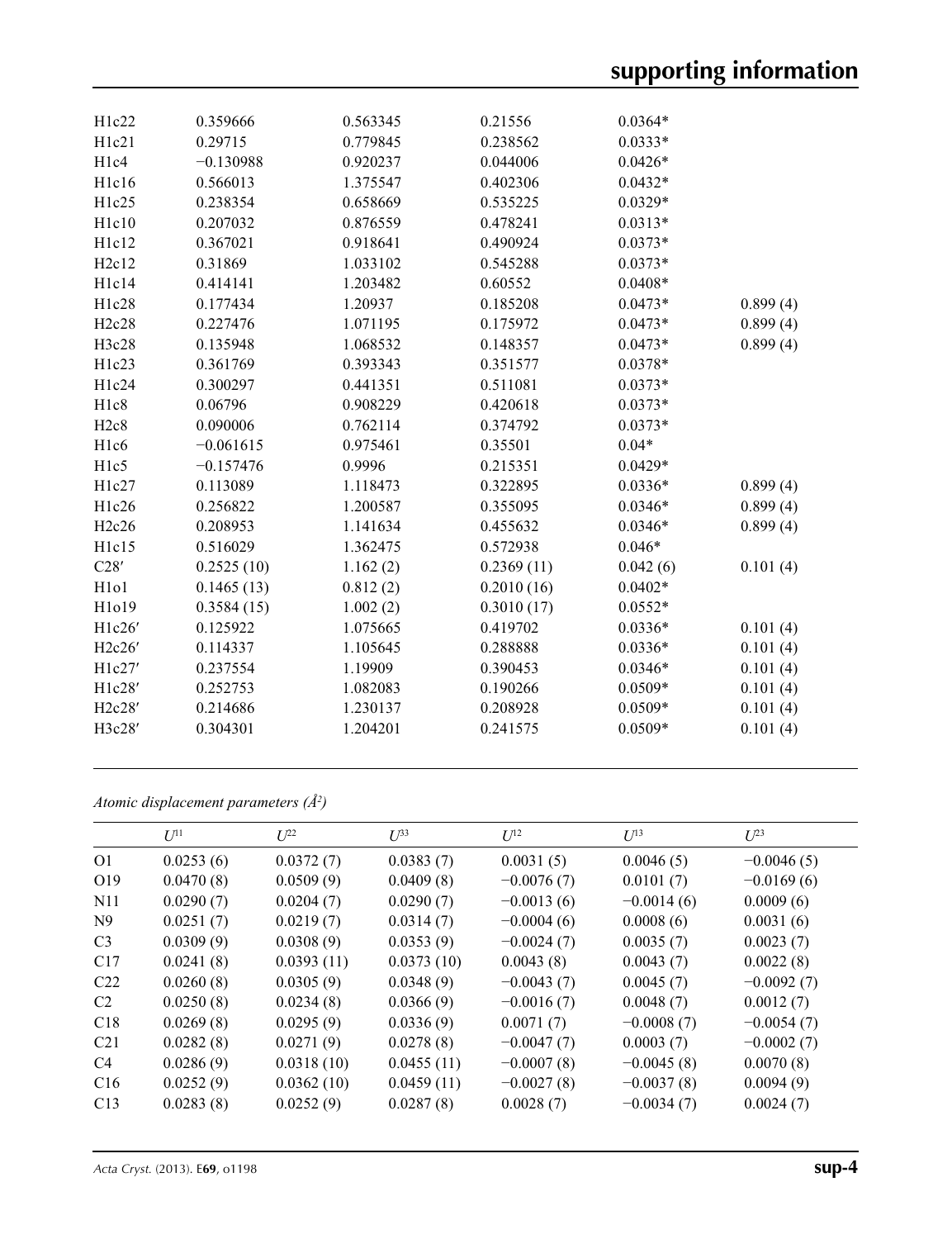| | | | | | |
|---|---|---|---|---|---|
| H1c22 | 0.359666 | 0.563345 | 0.21556 | 0.0364* | |
| H1c21 | 0.29715 | 0.779845 | 0.238562 | 0.0333* | |
| H1c4 | −0.130988 | 0.920237 | 0.044006 | 0.0426* | |
| H1c16 | 0.566013 | 1.375547 | 0.402306 | 0.0432* | |
| H1c25 | 0.238354 | 0.658669 | 0.535225 | 0.0329* | |
| H1c10 | 0.207032 | 0.876559 | 0.478241 | 0.0313* | |
| H1c12 | 0.367021 | 0.918641 | 0.490924 | 0.0373* | |
| H2c12 | 0.31869 | 1.033102 | 0.545288 | 0.0373* | |
| H1c14 | 0.414141 | 1.203482 | 0.60552 | 0.0408* | |
| H1c28 | 0.177434 | 1.20937 | 0.185208 | 0.0473* | 0.899 (4) |
| H2c28 | 0.227476 | 1.071195 | 0.175972 | 0.0473* | 0.899 (4) |
| H3c28 | 0.135948 | 1.068532 | 0.148357 | 0.0473* | 0.899 (4) |
| H1c23 | 0.361769 | 0.393343 | 0.351577 | 0.0378* | |
| H1c24 | 0.300297 | 0.441351 | 0.511081 | 0.0373* | |
| H1c8 | 0.06796 | 0.908229 | 0.420618 | 0.0373* | |
| H2c8 | 0.090006 | 0.762114 | 0.374792 | 0.0373* | |
| H1c6 | −0.061615 | 0.975461 | 0.35501 | 0.04* | |
| H1c5 | −0.157476 | 0.9996 | 0.215351 | 0.0429* | |
| H1c27 | 0.113089 | 1.118473 | 0.322895 | 0.0336* | 0.899 (4) |
| H1c26 | 0.256822 | 1.200587 | 0.355095 | 0.0346* | 0.899 (4) |
| H2c26 | 0.208953 | 1.141634 | 0.455632 | 0.0346* | 0.899 (4) |
| H1c15 | 0.516029 | 1.362475 | 0.572938 | 0.046* | |
| C28′ | 0.2525 (10) | 1.162 (2) | 0.2369 (11) | 0.042 (6) | 0.101 (4) |
| H1o1 | 0.1465 (13) | 0.812 (2) | 0.2010 (16) | 0.0402* | |
| H1o19 | 0.3584 (15) | 1.002 (2) | 0.3010 (17) | 0.0552* | |
| H1c26′ | 0.125922 | 1.075665 | 0.419702 | 0.0336* | 0.101 (4) |
| H2c26′ | 0.114337 | 1.105645 | 0.288888 | 0.0336* | 0.101 (4) |
| H1c27′ | 0.237554 | 1.19909 | 0.390453 | 0.0346* | 0.101 (4) |
| H1c28′ | 0.252753 | 1.082083 | 0.190266 | 0.0509* | 0.101 (4) |
| H2c28′ | 0.214686 | 1.230137 | 0.208928 | 0.0509* | 0.101 (4) |
| H3c28′ | 0.304301 | 1.204201 | 0.241575 | 0.0509* | 0.101 (4) |

*Atomic displacement parameters (Å²)*

| | $U^{11}$ | $U^{22}$ | $U^{33}$ | $U^{12}$ | $U^{13}$ | $U^{23}$ |
|---|---|---|---|---|---|---|
| O1 | 0.0253 (6) | 0.0372 (7) | 0.0383 (7) | 0.0031 (5) | 0.0046 (5) | −0.0046 (5) |
| O19 | 0.0470 (8) | 0.0509 (9) | 0.0409 (8) | −0.0076 (7) | 0.0101 (7) | −0.0169 (6) |
| N11 | 0.0290 (7) | 0.0204 (7) | 0.0290 (7) | −0.0013 (6) | −0.0014 (6) | 0.0009 (6) |
| N9 | 0.0251 (7) | 0.0219 (7) | 0.0314 (7) | −0.0004 (6) | 0.0008 (6) | 0.0031 (6) |
| C3 | 0.0309 (9) | 0.0308 (9) | 0.0353 (9) | −0.0024 (7) | 0.0035 (7) | 0.0023 (7) |
| C17 | 0.0241 (8) | 0.0393 (11) | 0.0373 (10) | 0.0043 (8) | 0.0043 (7) | 0.0022 (8) |
| C22 | 0.0260 (8) | 0.0305 (9) | 0.0348 (9) | −0.0043 (7) | 0.0045 (7) | −0.0092 (7) |
| C2 | 0.0250 (8) | 0.0234 (8) | 0.0366 (9) | −0.0016 (7) | 0.0048 (7) | 0.0012 (7) |
| C18 | 0.0269 (8) | 0.0295 (9) | 0.0336 (9) | 0.0071 (7) | −0.0008 (7) | −0.0054 (7) |
| C21 | 0.0282 (8) | 0.0271 (9) | 0.0278 (8) | −0.0047 (7) | 0.0003 (7) | −0.0002 (7) |
| C4 | 0.0286 (9) | 0.0318 (10) | 0.0455 (11) | −0.0007 (8) | −0.0045 (8) | 0.0070 (8) |
| C16 | 0.0252 (9) | 0.0362 (10) | 0.0459 (11) | −0.0027 (8) | −0.0037 (8) | 0.0094 (9) |
| C13 | 0.0283 (8) | 0.0252 (9) | 0.0287 (8) | 0.0028 (7) | −0.0034 (7) | 0.0024 (7) |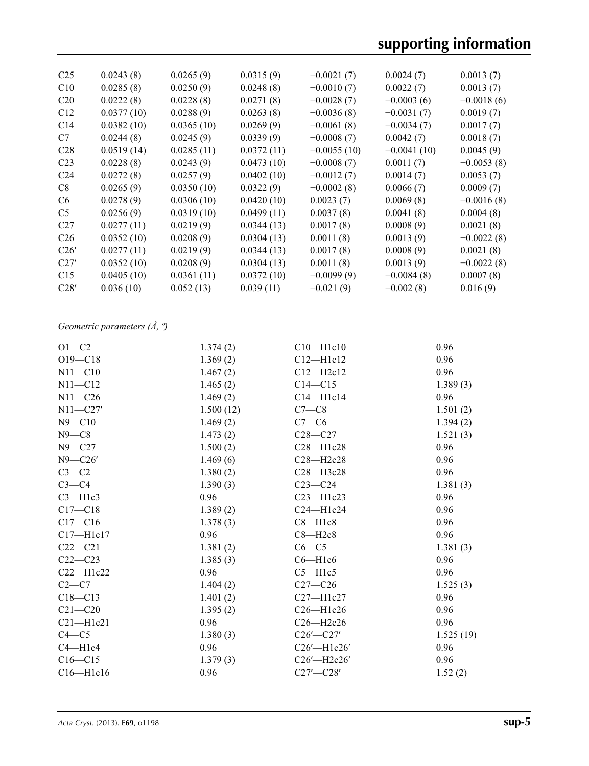| | | | | | | |
|---|---|---|---|---|---|---|
| C25 | 0.0243 (8) | 0.0265 (9) | 0.0315 (9) | −0.0021 (7) | 0.0024 (7) | 0.0013 (7) |
| C10 | 0.0285 (8) | 0.0250 (9) | 0.0248 (8) | −0.0010 (7) | 0.0022 (7) | 0.0013 (7) |
| C20 | 0.0222 (8) | 0.0228 (8) | 0.0271 (8) | −0.0028 (7) | −0.0003 (6) | −0.0018 (6) |
| C12 | 0.0377 (10) | 0.0288 (9) | 0.0263 (8) | −0.0036 (8) | −0.0031 (7) | 0.0019 (7) |
| C14 | 0.0382 (10) | 0.0365 (10) | 0.0269 (9) | −0.0061 (8) | −0.0034 (7) | 0.0017 (7) |
| C7 | 0.0244 (8) | 0.0245 (9) | 0.0339 (9) | −0.0008 (7) | 0.0042 (7) | 0.0018 (7) |
| C28 | 0.0519 (14) | 0.0285 (11) | 0.0372 (11) | −0.0055 (10) | −0.0041 (10) | 0.0045 (9) |
| C23 | 0.0228 (8) | 0.0243 (9) | 0.0473 (10) | −0.0008 (7) | 0.0011 (7) | −0.0053 (8) |
| C24 | 0.0272 (8) | 0.0257 (9) | 0.0402 (10) | −0.0012 (7) | 0.0014 (7) | 0.0053 (7) |
| C8 | 0.0265 (9) | 0.0350 (10) | 0.0322 (9) | −0.0002 (8) | 0.0066 (7) | 0.0009 (7) |
| C6 | 0.0278 (9) | 0.0306 (10) | 0.0420 (10) | 0.0023 (7) | 0.0069 (8) | −0.0016 (8) |
| C5 | 0.0256 (9) | 0.0319 (10) | 0.0499 (11) | 0.0037 (8) | 0.0041 (8) | 0.0004 (8) |
| C27 | 0.0277 (11) | 0.0219 (9) | 0.0344 (13) | 0.0017 (8) | 0.0008 (9) | 0.0021 (8) |
| C26 | 0.0352 (10) | 0.0208 (9) | 0.0304 (13) | 0.0011 (8) | 0.0013 (9) | −0.0022 (8) |
| C26′ | 0.0277 (11) | 0.0219 (9) | 0.0344 (13) | 0.0017 (8) | 0.0008 (9) | 0.0021 (8) |
| C27′ | 0.0352 (10) | 0.0208 (9) | 0.0304 (13) | 0.0011 (8) | 0.0013 (9) | −0.0022 (8) |
| C15 | 0.0405 (10) | 0.0361 (11) | 0.0372 (10) | −0.0099 (9) | −0.0084 (8) | 0.0007 (8) |
| C28′ | 0.036 (10) | 0.052 (13) | 0.039 (11) | −0.021 (9) | −0.002 (8) | 0.016 (9) |

*Geometric parameters (Å, º)*

| | | | |
|---|---|---|---|
| O1—C2 | 1.374 (2) | C10—H1c10 | 0.96 |
| O19—C18 | 1.369 (2) | C12—H1c12 | 0.96 |
| N11—C10 | 1.467 (2) | C12—H2c12 | 0.96 |
| N11—C12 | 1.465 (2) | C14—C15 | 1.389 (3) |
| N11—C26 | 1.469 (2) | C14—H1c14 | 0.96 |
| N11—C27′ | 1.500 (12) | C7—C8 | 1.501 (2) |
| N9—C10 | 1.469 (2) | C7—C6 | 1.394 (2) |
| N9—C8 | 1.473 (2) | C28—C27 | 1.521 (3) |
| N9—C27 | 1.500 (2) | C28—H1c28 | 0.96 |
| N9—C26′ | 1.469 (6) | C28—H2c28 | 0.96 |
| C3—C2 | 1.380 (2) | C28—H3c28 | 0.96 |
| C3—C4 | 1.390 (3) | C23—C24 | 1.381 (3) |
| C3—H1c3 | 0.96 | C23—H1c23 | 0.96 |
| C17—C18 | 1.389 (2) | C24—H1c24 | 0.96 |
| C17—C16 | 1.378 (3) | C8—H1c8 | 0.96 |
| C17—H1c17 | 0.96 | C8—H2c8 | 0.96 |
| C22—C21 | 1.381 (2) | C6—C5 | 1.381 (3) |
| C22—C23 | 1.385 (3) | C6—H1c6 | 0.96 |
| C22—H1c22 | 0.96 | C5—H1c5 | 0.96 |
| C2—C7 | 1.404 (2) | C27—C26 | 1.525 (3) |
| C18—C13 | 1.401 (2) | C27—H1c27 | 0.96 |
| C21—C20 | 1.395 (2) | C26—H1c26 | 0.96 |
| C21—H1c21 | 0.96 | C26—H2c26 | 0.96 |
| C4—C5 | 1.380 (3) | C26′—C27′ | 1.525 (19) |
| C4—H1c4 | 0.96 | C26′—H1c26′ | 0.96 |
| C16—C15 | 1.379 (3) | C26′—H2c26′ | 0.96 |
| C16—H1c16 | 0.96 | C27′—C28′ | 1.52 (2) |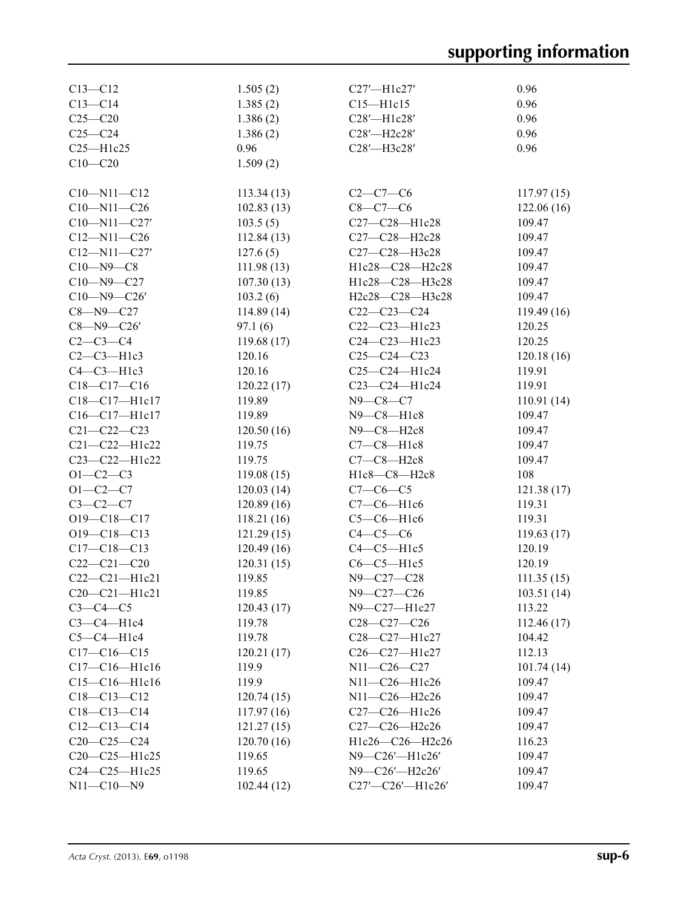| | | | |
|---|---|---|---|
| C13—C12 | 1.505 (2) | C27′—H1c27′ | 0.96 |
| C13—C14 | 1.385 (2) | C15—H1c15 | 0.96 |
| C25—C20 | 1.386 (2) | C28′—H1c28′ | 0.96 |
| C25—C24 | 1.386 (2) | C28′—H2c28′ | 0.96 |
| C25—H1c25 | 0.96 | C28′—H3c28′ | 0.96 |
| C10—C20 | 1.509 (2) | | |
| | | | |
| C10—N11—C12 | 113.34 (13) | C2—C7—C6 | 117.97 (15) |
| C10—N11—C26 | 102.83 (13) | C8—C7—C6 | 122.06 (16) |
| C10—N11—C27′ | 103.5 (5) | C27—C28—H1c28 | 109.47 |
| C12—N11—C26 | 112.84 (13) | C27—C28—H2c28 | 109.47 |
| C12—N11—C27′ | 127.6 (5) | C27—C28—H3c28 | 109.47 |
| C10—N9—C8 | 111.98 (13) | H1c28—C28—H2c28 | 109.47 |
| C10—N9—C27 | 107.30 (13) | H1c28—C28—H3c28 | 109.47 |
| C10—N9—C26′ | 103.2 (6) | H2c28—C28—H3c28 | 109.47 |
| C8—N9—C27 | 114.89 (14) | C22—C23—C24 | 119.49 (16) |
| C8—N9—C26′ | 97.1 (6) | C22—C23—H1c23 | 120.25 |
| C2—C3—C4 | 119.68 (17) | C24—C23—H1c23 | 120.25 |
| C2—C3—H1c3 | 120.16 | C25—C24—C23 | 120.18 (16) |
| C4—C3—H1c3 | 120.16 | C25—C24—H1c24 | 119.91 |
| C18—C17—C16 | 120.22 (17) | C23—C24—H1c24 | 119.91 |
| C18—C17—H1c17 | 119.89 | N9—C8—C7 | 110.91 (14) |
| C16—C17—H1c17 | 119.89 | N9—C8—H1c8 | 109.47 |
| C21—C22—C23 | 120.50 (16) | N9—C8—H2c8 | 109.47 |
| C21—C22—H1c22 | 119.75 | C7—C8—H1c8 | 109.47 |
| C23—C22—H1c22 | 119.75 | C7—C8—H2c8 | 109.47 |
| O1—C2—C3 | 119.08 (15) | H1c8—C8—H2c8 | 108 |
| O1—C2—C7 | 120.03 (14) | C7—C6—C5 | 121.38 (17) |
| C3—C2—C7 | 120.89 (16) | C7—C6—H1c6 | 119.31 |
| O19—C18—C17 | 118.21 (16) | C5—C6—H1c6 | 119.31 |
| O19—C18—C13 | 121.29 (15) | C4—C5—C6 | 119.63 (17) |
| C17—C18—C13 | 120.49 (16) | C4—C5—H1c5 | 120.19 |
| C22—C21—C20 | 120.31 (15) | C6—C5—H1c5 | 120.19 |
| C22—C21—H1c21 | 119.85 | N9—C27—C28 | 111.35 (15) |
| C20—C21—H1c21 | 119.85 | N9—C27—C26 | 103.51 (14) |
| C3—C4—C5 | 120.43 (17) | N9—C27—H1c27 | 113.22 |
| C3—C4—H1c4 | 119.78 | C28—C27—C26 | 112.46 (17) |
| C5—C4—H1c4 | 119.78 | C28—C27—H1c27 | 104.42 |
| C17—C16—C15 | 120.21 (17) | C26—C27—H1c27 | 112.13 |
| C17—C16—H1c16 | 119.9 | N11—C26—C27 | 101.74 (14) |
| C15—C16—H1c16 | 119.9 | N11—C26—H1c26 | 109.47 |
| C18—C13—C12 | 120.74 (15) | N11—C26—H2c26 | 109.47 |
| C18—C13—C14 | 117.97 (16) | C27—C26—H1c26 | 109.47 |
| C12—C13—C14 | 121.27 (15) | C27—C26—H2c26 | 109.47 |
| C20—C25—C24 | 120.70 (16) | H1c26—C26—H2c26 | 116.23 |
| C20—C25—H1c25 | 119.65 | N9—C26′—H1c26′ | 109.47 |
| C24—C25—H1c25 | 119.65 | N9—C26′—H2c26′ | 109.47 |
| N11—C10—N9 | 102.44 (12) | C27′—C26′—H1c26′ | 109.47 |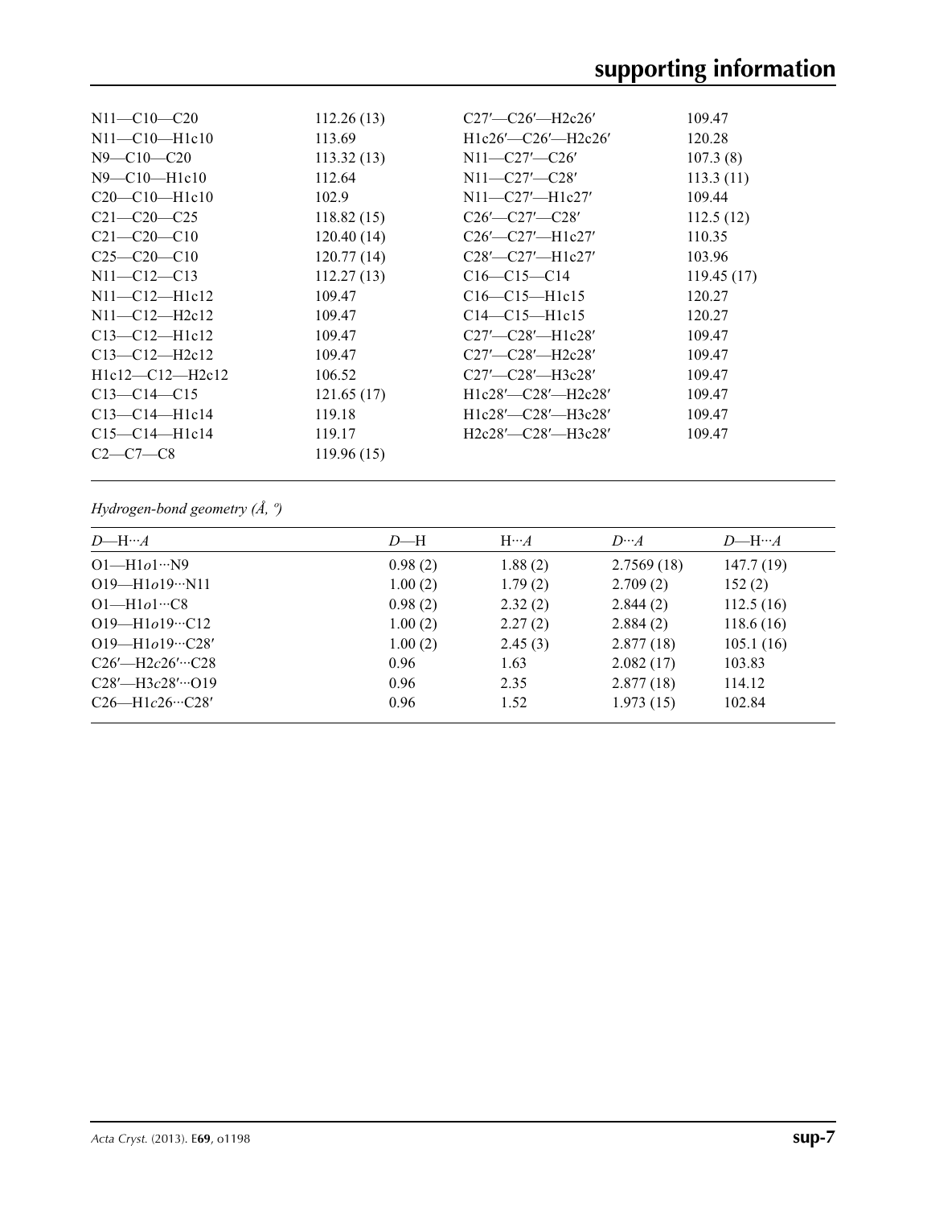| | | | |
|---|---|---|---|
| N11—C10—C20 | 112.26 (13) | C27′—C26′—H2c26′ | 109.47 |
| N11—C10—H1c10 | 113.69 | H1c26′—C26′—H2c26′ | 120.28 |
| N9—C10—C20 | 113.32 (13) | N11—C27′—C26′ | 107.3 (8) |
| N9—C10—H1c10 | 112.64 | N11—C27′—C28′ | 113.3 (11) |
| C20—C10—H1c10 | 102.9 | N11—C27′—H1c27′ | 109.44 |
| C21—C20—C25 | 118.82 (15) | C26′—C27′—C28′ | 112.5 (12) |
| C21—C20—C10 | 120.40 (14) | C26′—C27′—H1c27′ | 110.35 |
| C25—C20—C10 | 120.77 (14) | C28′—C27′—H1c27′ | 103.96 |
| N11—C12—C13 | 112.27 (13) | C16—C15—C14 | 119.45 (17) |
| N11—C12—H1c12 | 109.47 | C16—C15—H1c15 | 120.27 |
| N11—C12—H2c12 | 109.47 | C14—C15—H1c15 | 120.27 |
| C13—C12—H1c12 | 109.47 | C27′—C28′—H1c28′ | 109.47 |
| C13—C12—H2c12 | 109.47 | C27′—C28′—H2c28′ | 109.47 |
| H1c12—C12—H2c12 | 106.52 | C27′—C28′—H3c28′ | 109.47 |
| C13—C14—C15 | 121.65 (17) | H1c28′—C28′—H2c28′ | 109.47 |
| C13—C14—H1c14 | 119.18 | H1c28′—C28′—H3c28′ | 109.47 |
| C15—C14—H1c14 | 119.17 | H2c28′—C28′—H3c28′ | 109.47 |
| C2—C7—C8 | 119.96 (15) | | |

*Hydrogen-bond geometry (Å, º)*

| *D*—H···*A* | *D*—H | H···*A* | *D*···*A* | *D*—H···*A* |
|---|---|---|---|---|
| O1—H1*o*1···N9 | 0.98 (2) | 1.88 (2) | 2.7569 (18) | 147.7 (19) |
| O19—H1*o*19···N11 | 1.00 (2) | 1.79 (2) | 2.709 (2) | 152 (2) |
| O1—H1*o*1···C8 | 0.98 (2) | 2.32 (2) | 2.844 (2) | 112.5 (16) |
| O19—H1*o*19···C12 | 1.00 (2) | 2.27 (2) | 2.884 (2) | 118.6 (16) |
| O19—H1*o*19···C28′ | 1.00 (2) | 2.45 (3) | 2.877 (18) | 105.1 (16) |
| C26′—H2*c*26′···C28 | 0.96 | 1.63 | 2.082 (17) | 103.83 |
| C28′—H3*c*28′···O19 | 0.96 | 2.35 | 2.877 (18) | 114.12 |
| C26—H1*c*26···C28′ | 0.96 | 1.52 | 1.973 (15) | 102.84 |